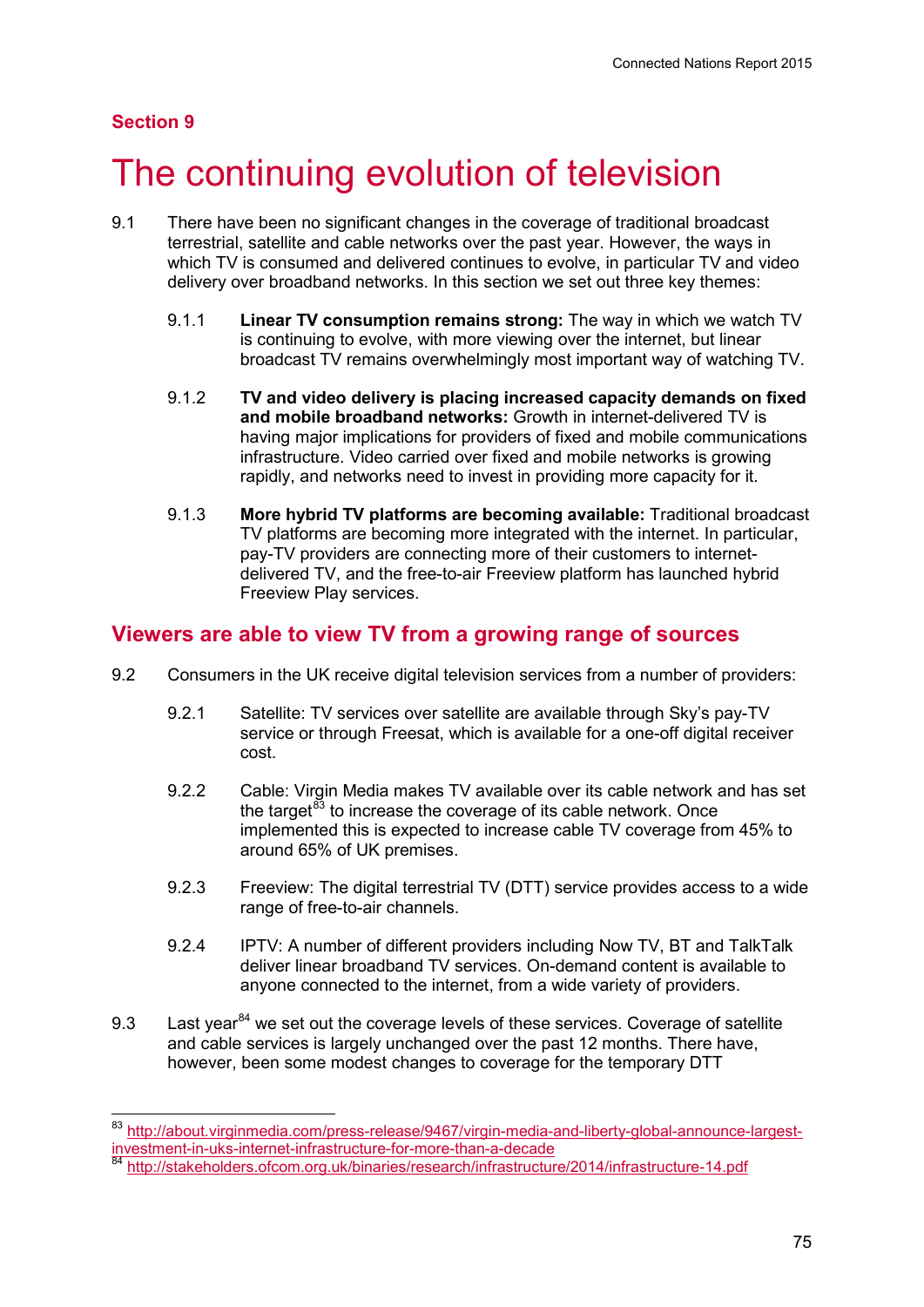## Section 9

# The continuing evolution of television

9.1 There have been no significant changes in the coverage of traditional broadcast terrestrial, satellite and cable networks over the past year. However, the ways in which TV is consumed and delivered continues to evolve, in particular TV and video delivery over broadband networks. In this section we set out three key themes:

9.1.1 **Linear TV consumption remains strong:** The way in which we watch TV is continuing to evolve, with more viewing over the internet, but linear broadcast TV remains overwhelmingly most important way of watching TV.

9.1.2 **TV and video delivery is placing increased capacity demands on fixed and mobile broadband networks:** Growth in internet-delivered TV is having major implications for providers of fixed and mobile communications infrastructure. Video carried over fixed and mobile networks is growing rapidly, and networks need to invest in providing more capacity for it.

9.1.3 **More hybrid TV platforms are becoming available:** Traditional broadcast TV platforms are becoming more integrated with the internet. In particular, pay-TV providers are connecting more of their customers to internet-delivered TV, and the free-to-air Freeview platform has launched hybrid Freeview Play services.

## Viewers are able to view TV from a growing range of sources

9.2 Consumers in the UK receive digital television services from a number of providers:

9.2.1 Satellite: TV services over satellite are available through Sky's pay-TV service or through Freesat, which is available for a one-off digital receiver cost.

9.2.2 Cable: Virgin Media makes TV available over its cable network and has set the target[83] to increase the coverage of its cable network. Once implemented this is expected to increase cable TV coverage from 45% to around 65% of UK premises.

9.2.3 Freeview: The digital terrestrial TV (DTT) service provides access to a wide range of free-to-air channels.

9.2.4 IPTV: A number of different providers including Now TV, BT and TalkTalk deliver linear broadband TV services. On-demand content is available to anyone connected to the internet, from a wide variety of providers.

9.3 Last year[84] we set out the coverage levels of these services. Coverage of satellite and cable services is largely unchanged over the past 12 months. There have, however, been some modest changes to coverage for the temporary DTT

---

[83] http://about.virginmedia.com/press-release/9467/virgin-media-and-liberty-global-announce-largest-investment-in-uks-internet-infrastructure-for-more-than-a-decade

[84] http://stakeholders.ofcom.org.uk/binaries/research/infrastructure/2014/infrastructure-14.pdf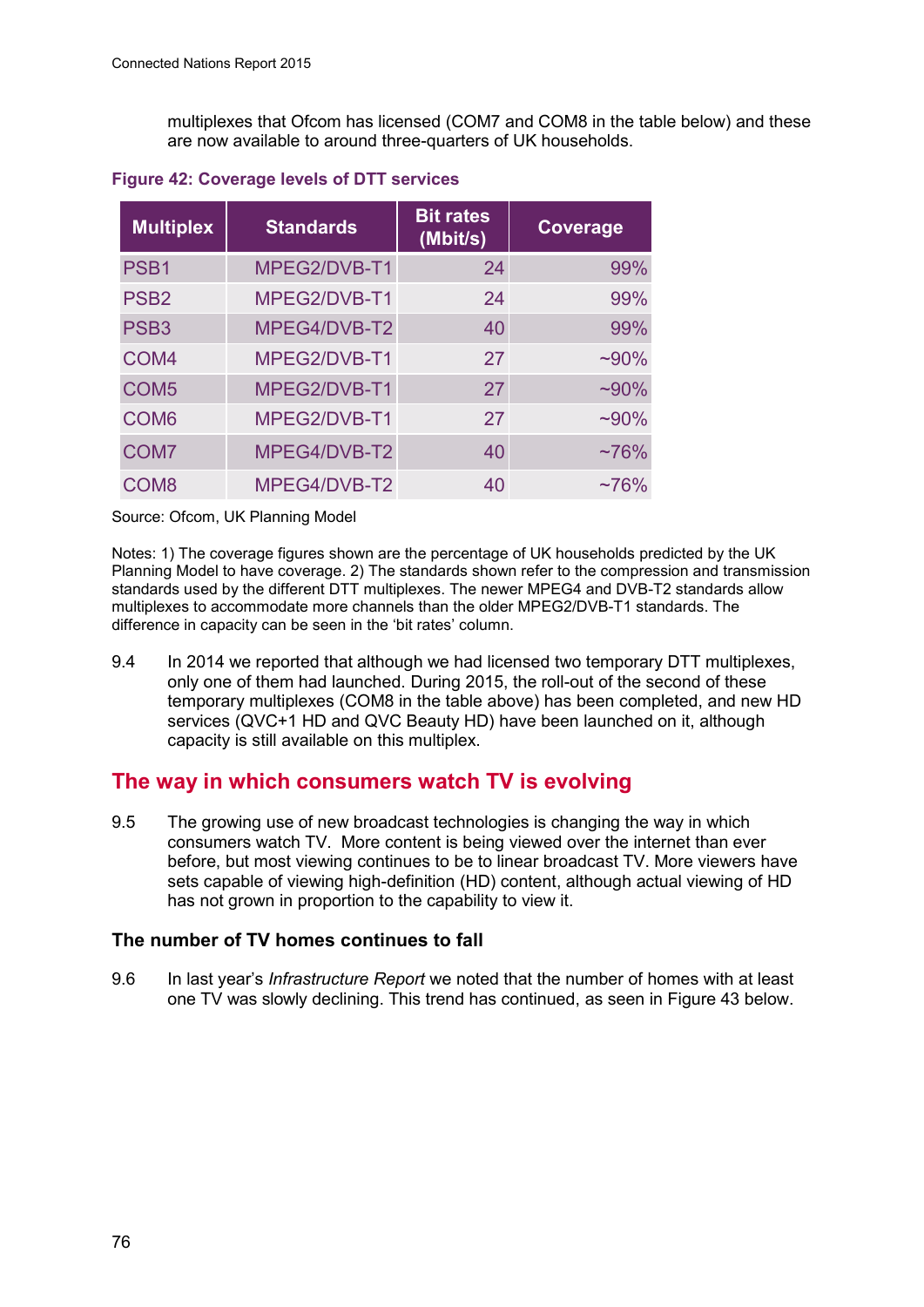multiplexes that Ofcom has licensed (COM7 and COM8 in the table below) and these are now available to around three-quarters of UK households.

**Figure 42: Coverage levels of DTT services**

| Multiplex | Standards | Bit rates (Mbit/s) | Coverage |
|---|---|---|---|
| PSB1 | MPEG2/DVB-T1 | 24 | 99% |
| PSB2 | MPEG2/DVB-T1 | 24 | 99% |
| PSB3 | MPEG4/DVB-T2 | 40 | 99% |
| COM4 | MPEG2/DVB-T1 | 27 | ~90% |
| COM5 | MPEG2/DVB-T1 | 27 | ~90% |
| COM6 | MPEG2/DVB-T1 | 27 | ~90% |
| COM7 | MPEG4/DVB-T2 | 40 | ~76% |
| COM8 | MPEG4/DVB-T2 | 40 | ~76% |

Source: Ofcom, UK Planning Model

Notes: 1) The coverage figures shown are the percentage of UK households predicted by the UK Planning Model to have coverage. 2) The standards shown refer to the compression and transmission standards used by the different DTT multiplexes. The newer MPEG4 and DVB-T2 standards allow multiplexes to accommodate more channels than the older MPEG2/DVB-T1 standards. The difference in capacity can be seen in the 'bit rates' column.

9.4 In 2014 we reported that although we had licensed two temporary DTT multiplexes, only one of them had launched. During 2015, the roll-out of the second of these temporary multiplexes (COM8 in the table above) has been completed, and new HD services (QVC+1 HD and QVC Beauty HD) have been launched on it, although capacity is still available on this multiplex.

## The way in which consumers watch TV is evolving

9.5 The growing use of new broadcast technologies is changing the way in which consumers watch TV. More content is being viewed over the internet than ever before, but most viewing continues to be to linear broadcast TV. More viewers have sets capable of viewing high-definition (HD) content, although actual viewing of HD has not grown in proportion to the capability to view it.

### The number of TV homes continues to fall

9.6 In last year's *Infrastructure Report* we noted that the number of homes with at least one TV was slowly declining. This trend has continued, as seen in Figure 43 below.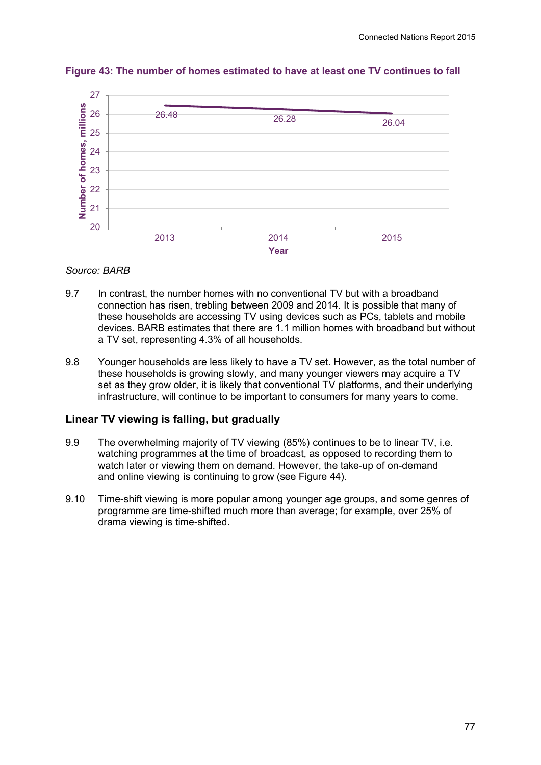**Figure 43: The number of homes estimated to have at least one TV continues to fall**

| Year | Number of homes, millions |
| --- | --- |
| 2013 | 26.48 |
| 2014 | 26.28 |
| 2015 | 26.04 |

*Source: BARB*

9.7 In contrast, the number homes with no conventional TV but with a broadband connection has risen, trebling between 2009 and 2014. It is possible that many of these households are accessing TV using devices such as PCs, tablets and mobile devices. BARB estimates that there are 1.1 million homes with broadband but without a TV set, representing 4.3% of all households.

9.8 Younger households are less likely to have a TV set. However, as the total number of these households is growing slowly, and many younger viewers may acquire a TV set as they grow older, it is likely that conventional TV platforms, and their underlying infrastructure, will continue to be important to consumers for many years to come.

## Linear TV viewing is falling, but gradually

9.9 The overwhelming majority of TV viewing (85%) continues to be to linear TV, i.e. watching programmes at the time of broadcast, as opposed to recording them to watch later or viewing them on demand. However, the take-up of on-demand and online viewing is continuing to grow (see Figure 44).

9.10 Time-shift viewing is more popular among younger age groups, and some genres of programme are time-shifted much more than average; for example, over 25% of drama viewing is time-shifted.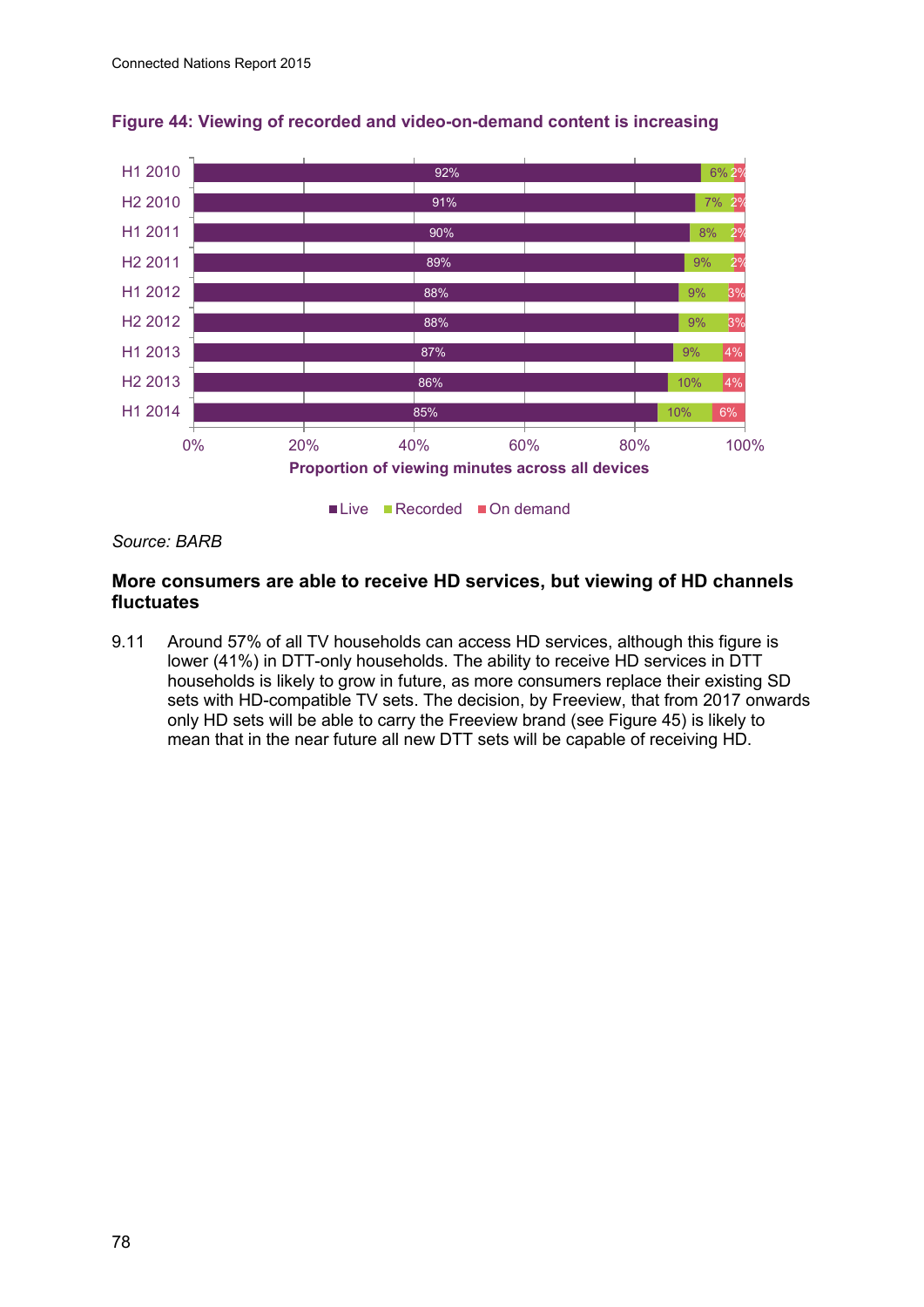**Figure 44: Viewing of recorded and video-on-demand content is increasing**

| Period | Live | Recorded | On demand |
|---|---|---|---|
| H1 2010 | 92% | 6% | 2% |
| H2 2010 | 91% | 7% | 2% |
| H1 2011 | 90% | 8% | 2% |
| H2 2011 | 89% | 9% | 2% |
| H1 2012 | 88% | 9% | 3% |
| H2 2012 | 88% | 9% | 3% |
| H1 2013 | 87% | 9% | 4% |
| H2 2013 | 86% | 10% | 4% |
| H1 2014 | 85% | 10% | 6% |

Proportion of viewing minutes across all devices

*Source: BARB*

### More consumers are able to receive HD services, but viewing of HD channels fluctuates

9.11 Around 57% of all TV households can access HD services, although this figure is lower (41%) in DTT-only households. The ability to receive HD services in DTT households is likely to grow in future, as more consumers replace their existing SD sets with HD-compatible TV sets. The decision, by Freeview, that from 2017 onwards only HD sets will be able to carry the Freeview brand (see Figure 45) is likely to mean that in the near future all new DTT sets will be capable of receiving HD.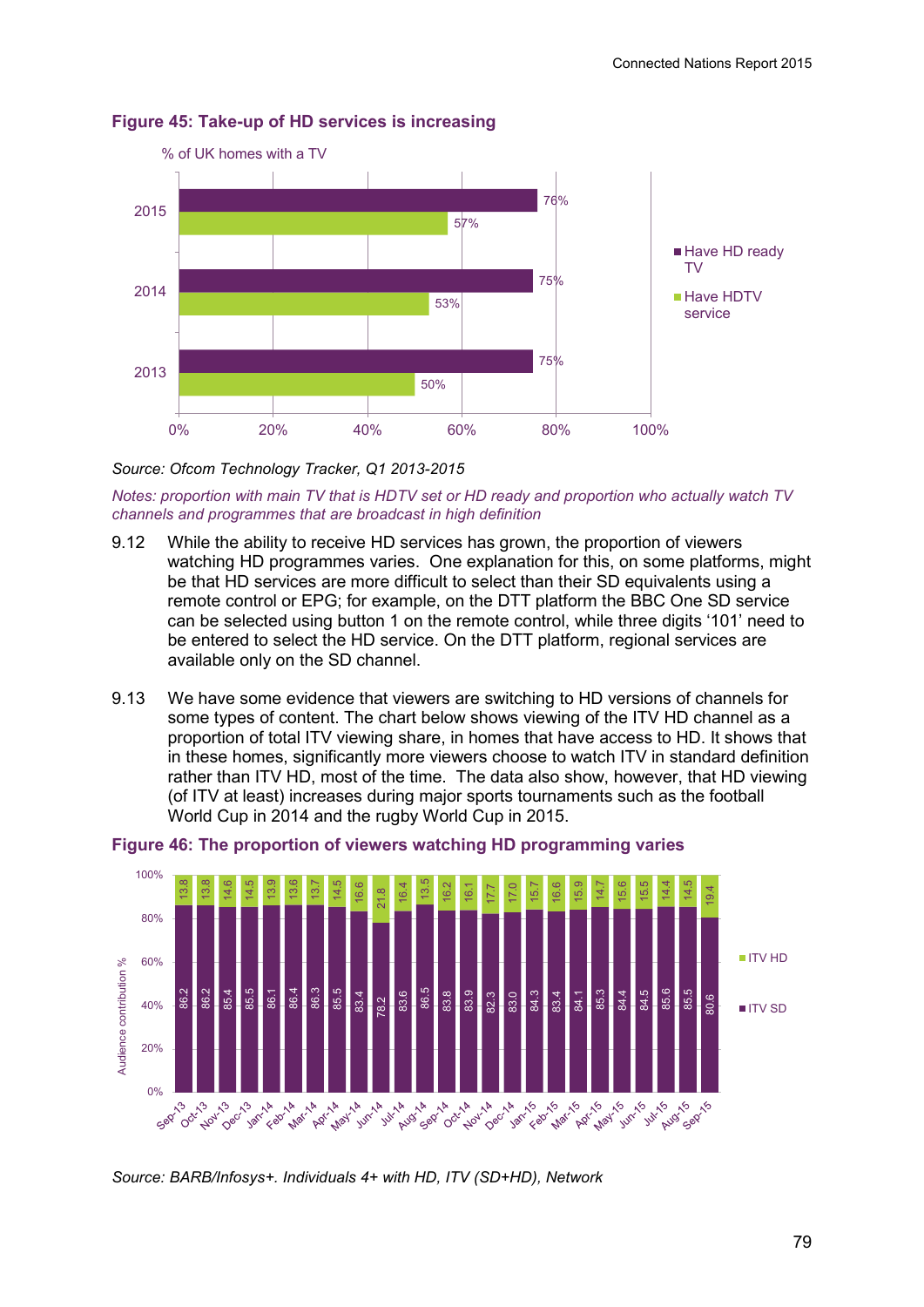**Figure 45: Take-up of HD services is increasing**

% of UK homes with a TV

| Year | Have HD ready TV | Have HDTV service |
|---|---|---|
| 2015 | 76% | 57% |
| 2014 | 75% | 53% |
| 2013 | 75% | 50% |

*Source: Ofcom Technology Tracker, Q1 2013-2015*

*Notes: proportion with main TV that is HDTV set or HD ready and proportion who actually watch TV channels and programmes that are broadcast in high definition*

9.12 While the ability to receive HD services has grown, the proportion of viewers watching HD programmes varies. One explanation for this, on some platforms, might be that HD services are more difficult to select than their SD equivalents using a remote control or EPG; for example, on the DTT platform the BBC One SD service can be selected using button 1 on the remote control, while three digits '101' need to be entered to select the HD service. On the DTT platform, regional services are available only on the SD channel.

9.13 We have some evidence that viewers are switching to HD versions of channels for some types of content. The chart below shows viewing of the ITV HD channel as a proportion of total ITV viewing share, in homes that have access to HD. It shows that in these homes, significantly more viewers choose to watch ITV in standard definition rather than ITV HD, most of the time. The data also show, however, that HD viewing (of ITV at least) increases during major sports tournaments such as the football World Cup in 2014 and the rugby World Cup in 2015.

**Figure 46: The proportion of viewers watching HD programming varies**

Audience contribution %

| Month | ITV SD | ITV HD |
|---|---|---|
| Sep-13 | 86.2 | 13.8 |
| Oct-13 | 86.2 | 13.8 |
| Nov-13 | 85.4 | 14.6 |
| Dec-13 | 85.5 | 14.5 |
| Jan-14 | 86.1 | 13.9 |
| Feb-14 | 86.4 | 13.6 |
| Mar-14 | 86.3 | 13.7 |
| Apr-14 | 85.5 | 14.5 |
| May-14 | 83.4 | 16.6 |
| Jun-14 | 78.2 | 21.8 |
| Jul-14 | 83.6 | 16.4 |
| Aug-14 | 86.5 | 13.5 |
| Sep-14 | 83.8 | 16.2 |
| Oct-14 | 83.9 | 16.1 |
| Nov-14 | 82.3 | 17.7 |
| Dec-14 | 83.0 | 17.0 |
| Jan-15 | 84.3 | 15.7 |
| Feb-15 | 83.4 | 16.6 |
| Mar-15 | 84.1 | 15.9 |
| Apr-15 | 85.3 | 14.7 |
| May-15 | 84.4 | 15.6 |
| Jun-15 | 84.5 | 15.5 |
| Jul-15 | 85.6 | 14.4 |
| Aug-15 | 85.5 | 14.5 |
| Sep-15 | 80.6 | 19.4 |

*Source: BARB/Infosys+. Individuals 4+ with HD, ITV (SD+HD), Network*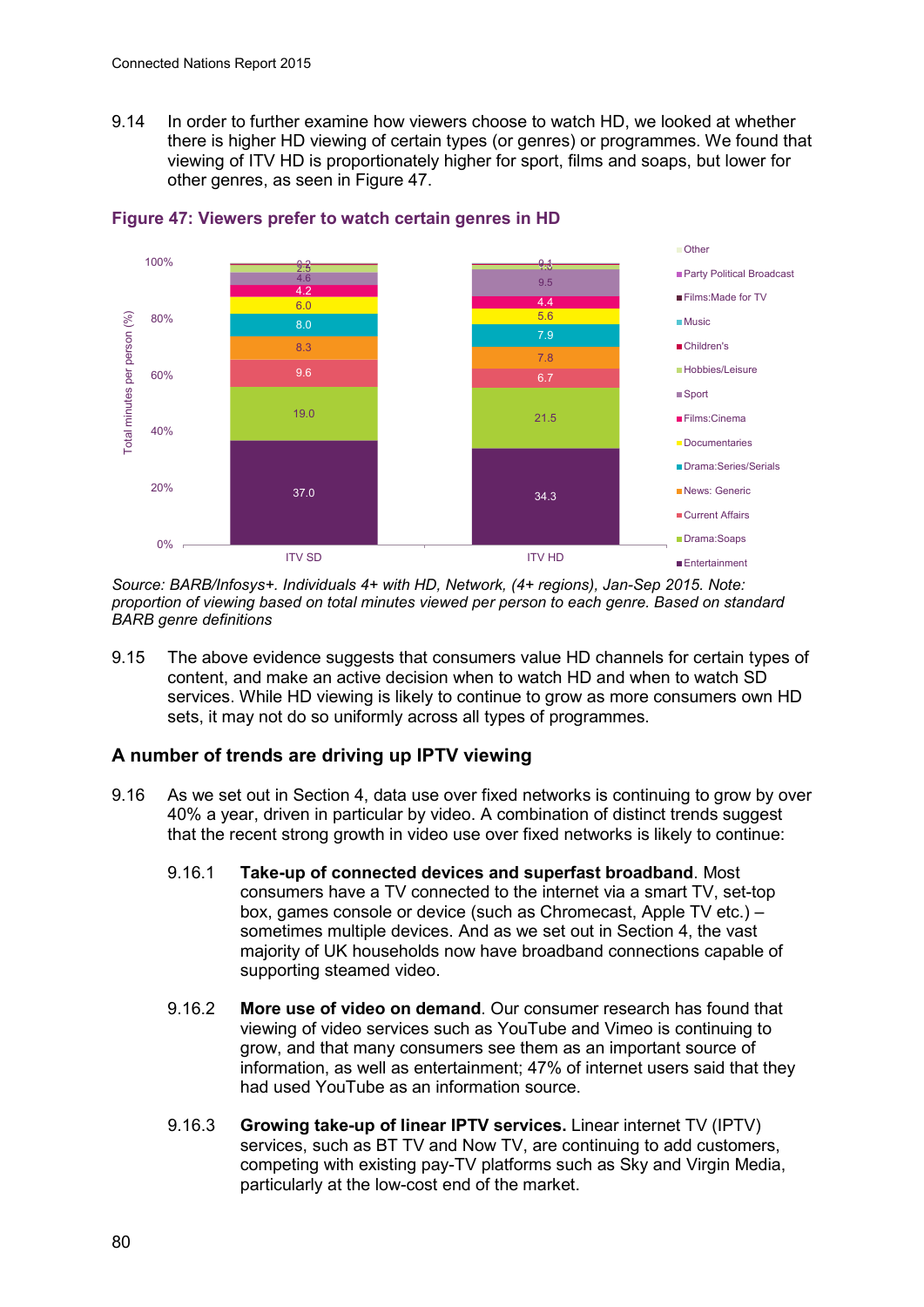9.14 In order to further examine how viewers choose to watch HD, we looked at whether there is higher HD viewing of certain types (or genres) or programmes. We found that viewing of ITV HD is proportionately higher for sport, films and soaps, but lower for other genres, as seen in Figure 47.

**Figure 47: Viewers prefer to watch certain genres in HD**

| Genre | ITV SD | ITV HD |
|---|---|---|
| Entertainment | 37.0 | 34.3 |
| Drama:Soaps | 19.0 | 21.5 |
| Current Affairs | 9.6 | 6.7 |
| News: Generic | 8.3 | 7.8 |
| Drama:Series/Serials | 8.0 | 7.9 |
| Documentaries | 6.0 | 5.6 |
| Films:Cinema | 4.2 | 4.4 |
| Sport | 4.6 | 9.5 |
| Hobbies/Leisure | 2.5 | 1.3 |
| Other | 0.2 | 0.1 |

*Source: BARB/Infosys+. Individuals 4+ with HD, Network, (4+ regions), Jan-Sep 2015. Note: proportion of viewing based on total minutes viewed per person to each genre. Based on standard BARB genre definitions*

9.15 The above evidence suggests that consumers value HD channels for certain types of content, and make an active decision when to watch HD and when to watch SD services. While HD viewing is likely to continue to grow as more consumers own HD sets, it may not do so uniformly across all types of programmes.

## A number of trends are driving up IPTV viewing

9.16 As we set out in Section 4, data use over fixed networks is continuing to grow by over 40% a year, driven in particular by video. A combination of distinct trends suggest that the recent strong growth in video use over fixed networks is likely to continue:

9.16.1 **Take-up of connected devices and superfast broadband**. Most consumers have a TV connected to the internet via a smart TV, set-top box, games console or device (such as Chromecast, Apple TV etc.) – sometimes multiple devices. And as we set out in Section 4, the vast majority of UK households now have broadband connections capable of supporting steamed video.

9.16.2 **More use of video on demand**. Our consumer research has found that viewing of video services such as YouTube and Vimeo is continuing to grow, and that many consumers see them as an important source of information, as well as entertainment; 47% of internet users said that they had used YouTube as an information source.

9.16.3 **Growing take-up of linear IPTV services.** Linear internet TV (IPTV) services, such as BT TV and Now TV, are continuing to add customers, competing with existing pay-TV platforms such as Sky and Virgin Media, particularly at the low-cost end of the market.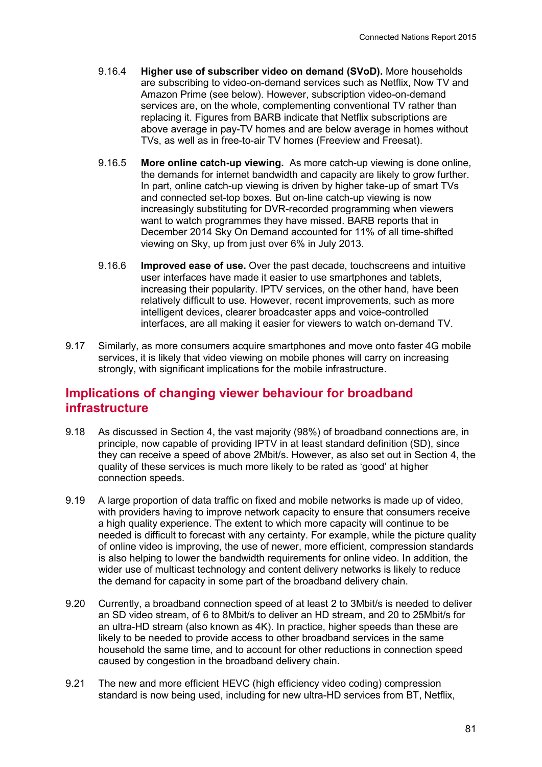9.16.4 **Higher use of subscriber video on demand (SVoD).** More households are subscribing to video-on-demand services such as Netflix, Now TV and Amazon Prime (see below). However, subscription video-on-demand services are, on the whole, complementing conventional TV rather than replacing it. Figures from BARB indicate that Netflix subscriptions are above average in pay-TV homes and are below average in homes without TVs, as well as in free-to-air TV homes (Freeview and Freesat).

9.16.5 **More online catch-up viewing.** As more catch-up viewing is done online, the demands for internet bandwidth and capacity are likely to grow further. In part, online catch-up viewing is driven by higher take-up of smart TVs and connected set-top boxes. But on-line catch-up viewing is now increasingly substituting for DVR-recorded programming when viewers want to watch programmes they have missed. BARB reports that in December 2014 Sky On Demand accounted for 11% of all time-shifted viewing on Sky, up from just over 6% in July 2013.

9.16.6 **Improved ease of use.** Over the past decade, touchscreens and intuitive user interfaces have made it easier to use smartphones and tablets, increasing their popularity. IPTV services, on the other hand, have been relatively difficult to use. However, recent improvements, such as more intelligent devices, clearer broadcaster apps and voice-controlled interfaces, are all making it easier for viewers to watch on-demand TV.

9.17 Similarly, as more consumers acquire smartphones and move onto faster 4G mobile services, it is likely that video viewing on mobile phones will carry on increasing strongly, with significant implications for the mobile infrastructure.

## Implications of changing viewer behaviour for broadband infrastructure

9.18 As discussed in Section 4, the vast majority (98%) of broadband connections are, in principle, now capable of providing IPTV in at least standard definition (SD), since they can receive a speed of above 2Mbit/s. However, as also set out in Section 4, the quality of these services is much more likely to be rated as 'good' at higher connection speeds.

9.19 A large proportion of data traffic on fixed and mobile networks is made up of video, with providers having to improve network capacity to ensure that consumers receive a high quality experience. The extent to which more capacity will continue to be needed is difficult to forecast with any certainty. For example, while the picture quality of online video is improving, the use of newer, more efficient, compression standards is also helping to lower the bandwidth requirements for online video. In addition, the wider use of multicast technology and content delivery networks is likely to reduce the demand for capacity in some part of the broadband delivery chain.

9.20 Currently, a broadband connection speed of at least 2 to 3Mbit/s is needed to deliver an SD video stream, of 6 to 8Mbit/s to deliver an HD stream, and 20 to 25Mbit/s for an ultra-HD stream (also known as 4K). In practice, higher speeds than these are likely to be needed to provide access to other broadband services in the same household the same time, and to account for other reductions in connection speed caused by congestion in the broadband delivery chain.

9.21 The new and more efficient HEVC (high efficiency video coding) compression standard is now being used, including for new ultra-HD services from BT, Netflix,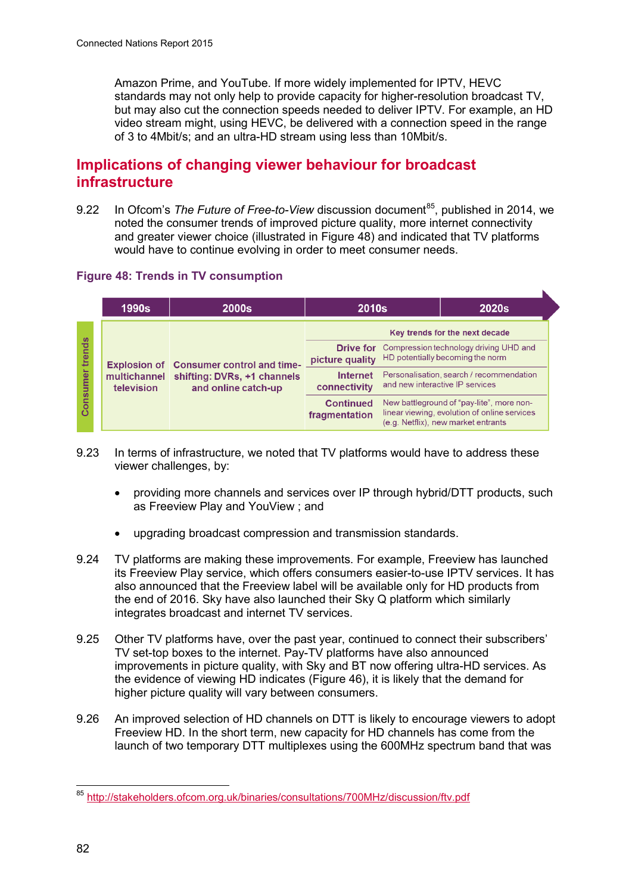Amazon Prime, and YouTube. If more widely implemented for IPTV, HEVC standards may not only help to provide capacity for higher-resolution broadcast TV, but may also cut the connection speeds needed to deliver IPTV. For example, an HD video stream might, using HEVC, be delivered with a connection speed in the range of 3 to 4Mbit/s; and an ultra-HD stream using less than 10Mbit/s.

## Implications of changing viewer behaviour for broadcast infrastructure

9.22 In Ofcom's *The Future of Free-to-View* discussion document[85], published in 2014, we noted the consumer trends of improved picture quality, more internet connectivity and greater viewer choice (illustrated in Figure 48) and indicated that TV platforms would have to continue evolving in order to meet consumer needs.

**Figure 48: Trends in TV consumption**

| | 1990s | 2000s | 2010s | 2020s |
|---|---|---|---|---|
| Consumer trends | **Explosion of multichannel television** | **Consumer control and time-shifting: DVRs, +1 channels and online catch-up** | **Key trends for the next decade** | |
| | | | **Drive for picture quality** | Compression technology driving UHD and HD potentially becoming the norm |
| | | | **Internet connectivity** | Personalisation, search / recommendation and new interactive IP services |
| | | | **Continued fragmentation** | New battleground of "pay-lite", more non-linear viewing, evolution of online services (e.g. Netflix), new market entrants |

9.23 In terms of infrastructure, we noted that TV platforms would have to address these viewer challenges, by:

- providing more channels and services over IP through hybrid/DTT products, such as Freeview Play and YouView ; and
- upgrading broadcast compression and transmission standards.

9.24 TV platforms are making these improvements. For example, Freeview has launched its Freeview Play service, which offers consumers easier-to-use IPTV services. It has also announced that the Freeview label will be available only for HD products from the end of 2016. Sky have also launched their Sky Q platform which similarly integrates broadcast and internet TV services.

9.25 Other TV platforms have, over the past year, continued to connect their subscribers' TV set-top boxes to the internet. Pay-TV platforms have also announced improvements in picture quality, with Sky and BT now offering ultra-HD services. As the evidence of viewing HD indicates (Figure 46), it is likely that the demand for higher picture quality will vary between consumers.

9.26 An improved selection of HD channels on DTT is likely to encourage viewers to adopt Freeview HD. In the short term, new capacity for HD channels has come from the launch of two temporary DTT multiplexes using the 600MHz spectrum band that was

[85] http://stakeholders.ofcom.org.uk/binaries/consultations/700MHz/discussion/ftv.pdf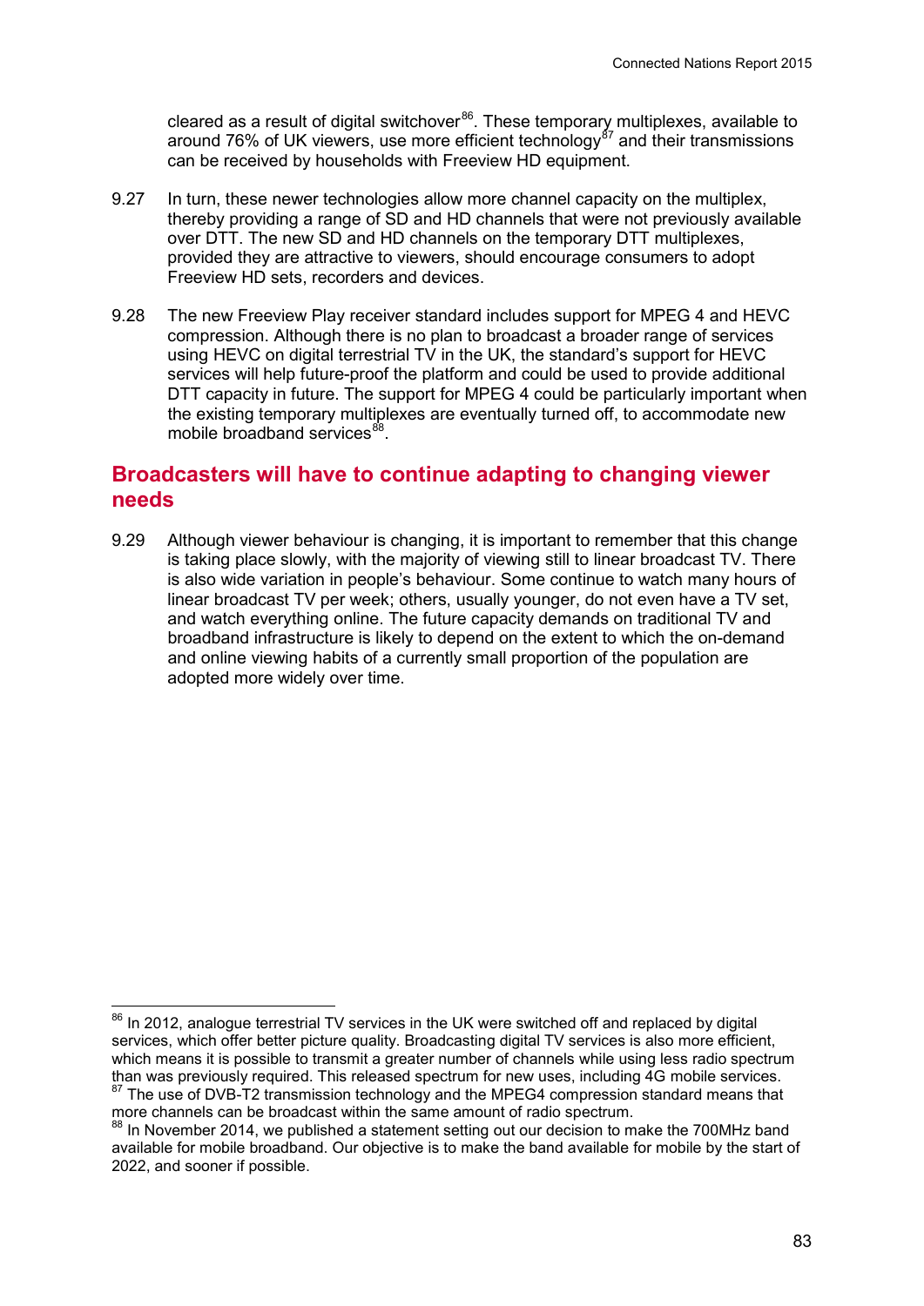cleared as a result of digital switchover[86]. These temporary multiplexes, available to around 76% of UK viewers, use more efficient technology[87] and their transmissions can be received by households with Freeview HD equipment.

9.27 In turn, these newer technologies allow more channel capacity on the multiplex, thereby providing a range of SD and HD channels that were not previously available over DTT. The new SD and HD channels on the temporary DTT multiplexes, provided they are attractive to viewers, should encourage consumers to adopt Freeview HD sets, recorders and devices.

9.28 The new Freeview Play receiver standard includes support for MPEG 4 and HEVC compression. Although there is no plan to broadcast a broader range of services using HEVC on digital terrestrial TV in the UK, the standard's support for HEVC services will help future-proof the platform and could be used to provide additional DTT capacity in future. The support for MPEG 4 could be particularly important when the existing temporary multiplexes are eventually turned off, to accommodate new mobile broadband services[88].

## Broadcasters will have to continue adapting to changing viewer needs

9.29 Although viewer behaviour is changing, it is important to remember that this change is taking place slowly, with the majority of viewing still to linear broadcast TV. There is also wide variation in people's behaviour. Some continue to watch many hours of linear broadcast TV per week; others, usually younger, do not even have a TV set, and watch everything online. The future capacity demands on traditional TV and broadband infrastructure is likely to depend on the extent to which the on-demand and online viewing habits of a currently small proportion of the population are adopted more widely over time.

---

[86] In 2012, analogue terrestrial TV services in the UK were switched off and replaced by digital services, which offer better picture quality. Broadcasting digital TV services is also more efficient, which means it is possible to transmit a greater number of channels while using less radio spectrum than was previously required. This released spectrum for new uses, including 4G mobile services.

[87] The use of DVB-T2 transmission technology and the MPEG4 compression standard means that more channels can be broadcast within the same amount of radio spectrum.

[88] In November 2014, we published a statement setting out our decision to make the 700MHz band available for mobile broadband. Our objective is to make the band available for mobile by the start of 2022, and sooner if possible.